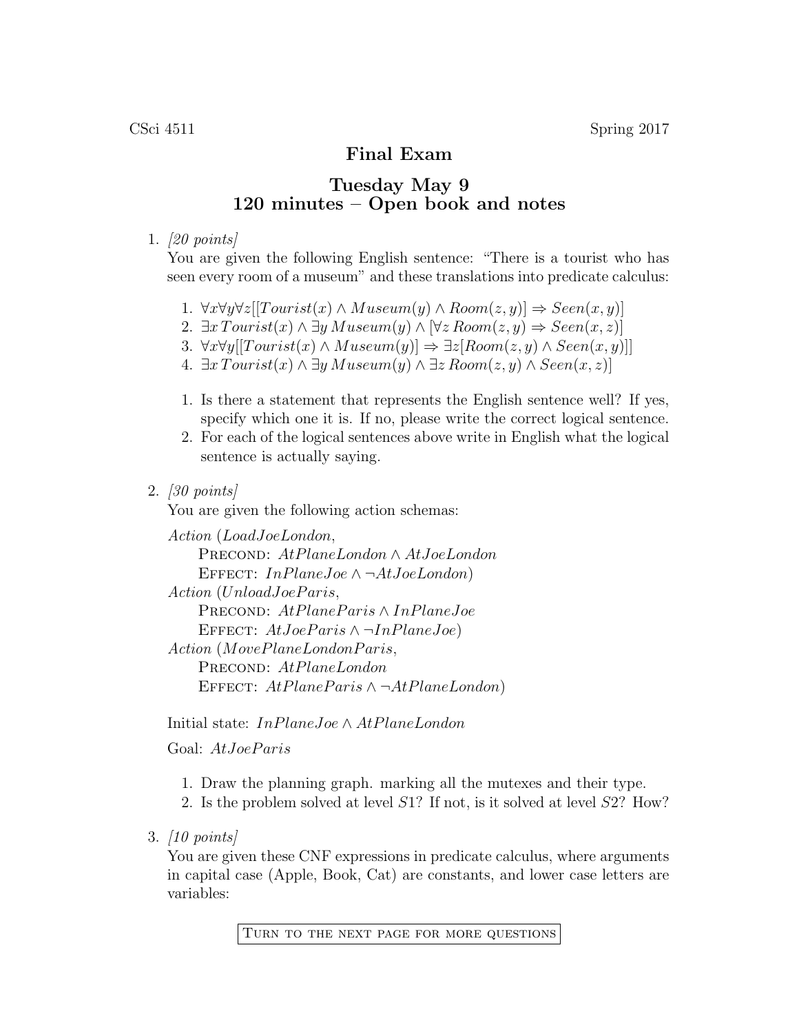CSci 4511 Spring 2017

# Final Exam

## Tuesday May 9
## 120 minutes – Open book and notes

1. *[20 points]*
   You are given the following English sentence: "There is a tourist who has seen every room of a museum" and these translations into predicate calculus:

   1. $\forall x \forall y \forall z[[Tourist(x) \wedge Museum(y) \wedge Room(z, y)] \Rightarrow Seen(x, y)]$
   2. $\exists x\, Tourist(x) \wedge \exists y\, Museum(y) \wedge [\forall z\, Room(z, y) \Rightarrow Seen(x, z)]$
   3. $\forall x \forall y[[Tourist(x) \wedge Museum(y)] \Rightarrow \exists z[Room(z, y) \wedge Seen(x, y)]]$
   4. $\exists x\, Tourist(x) \wedge \exists y\, Museum(y) \wedge \exists z\, Room(z, y) \wedge Seen(x, z)]$

   1. Is there a statement that represents the English sentence well? If yes, specify which one it is. If no, please write the correct logical sentence.
   2. For each of the logical sentences above write in English what the logical sentence is actually saying.

2. *[30 points]*
   You are given the following action schemas:

   *Action* (*LoadJoeLondon*,
   PRECOND: *AtPlaneLondon* $\wedge$ *AtJoeLondon*
   EFFECT: *InPlaneJoe* $\wedge \neg$*AtJoeLondon*)
   *Action* (*UnloadJoeParis*,
   PRECOND: *AtPlaneParis* $\wedge$ *InPlaneJoe*
   EFFECT: *AtJoeParis* $\wedge \neg$*InPlaneJoe*)
   *Action* (*MovePlaneLondonParis*,
   PRECOND: *AtPlaneLondon*
   EFFECT: *AtPlaneParis* $\wedge \neg$*AtPlaneLondon*)

   Initial state: *InPlaneJoe* $\wedge$ *AtPlaneLondon*

   Goal: *AtJoeParis*

   1. Draw the planning graph. marking all the mutexes and their type.
   2. Is the problem solved at level $S1$? If not, is it solved at level $S2$? How?

3. *[10 points]*
   You are given these CNF expressions in predicate calculus, where arguments in capital case (Apple, Book, Cat) are constants, and lower case letters are variables:

TURN TO THE NEXT PAGE FOR MORE QUESTIONS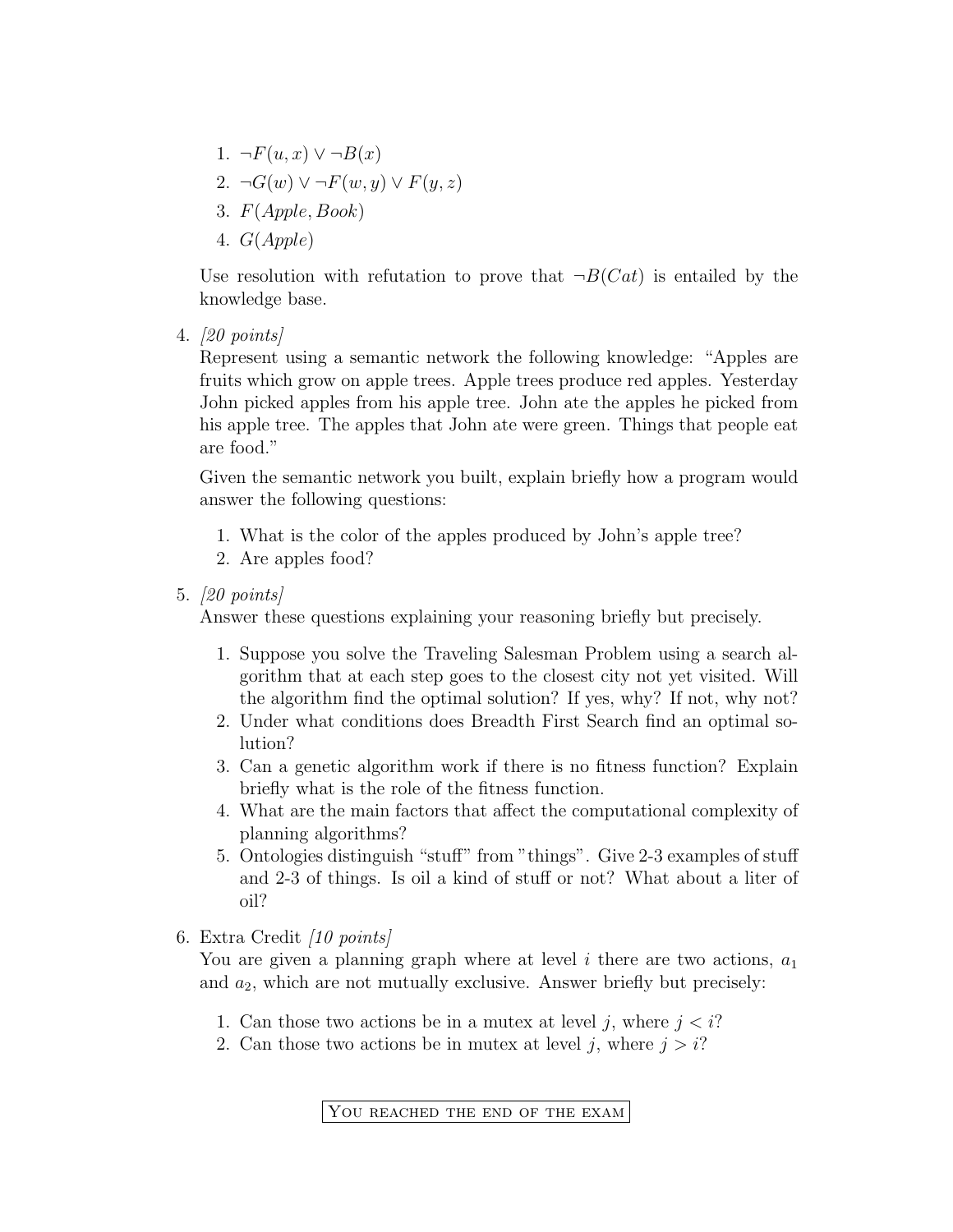1. $\neg F(u, x) \vee \neg B(x)$
2. $\neg G(w) \vee \neg F(w, y) \vee F(y, z)$
3. $F(Apple, Book)$
4. $G(Apple)$

Use resolution with refutation to prove that $\neg B(Cat)$ is entailed by the knowledge base.

4. *[20 points]*
   Represent using a semantic network the following knowledge: "Apples are fruits which grow on apple trees. Apple trees produce red apples. Yesterday John picked apples from his apple tree. John ate the apples he picked from his apple tree. The apples that John ate were green. Things that people eat are food."

   Given the semantic network you built, explain briefly how a program would answer the following questions:

   1. What is the color of the apples produced by John's apple tree?
   2. Are apples food?

5. *[20 points]*
   Answer these questions explaining your reasoning briefly but precisely.

   1. Suppose you solve the Traveling Salesman Problem using a search algorithm that at each step goes to the closest city not yet visited. Will the algorithm find the optimal solution? If yes, why? If not, why not?
   2. Under what conditions does Breadth First Search find an optimal solution?
   3. Can a genetic algorithm work if there is no fitness function? Explain briefly what is the role of the fitness function.
   4. What are the main factors that affect the computational complexity of planning algorithms?
   5. Ontologies distinguish "stuff" from "things". Give 2-3 examples of stuff and 2-3 of things. Is oil a kind of stuff or not? What about a liter of oil?

6. Extra Credit *[10 points]*
   You are given a planning graph where at level $i$ there are two actions, $a_1$ and $a_2$, which are not mutually exclusive. Answer briefly but precisely:

   1. Can those two actions be in a mutex at level $j$, where $j < i$?
   2. Can those two actions be in mutex at level $j$, where $j > i$?

YOU REACHED THE END OF THE EXAM